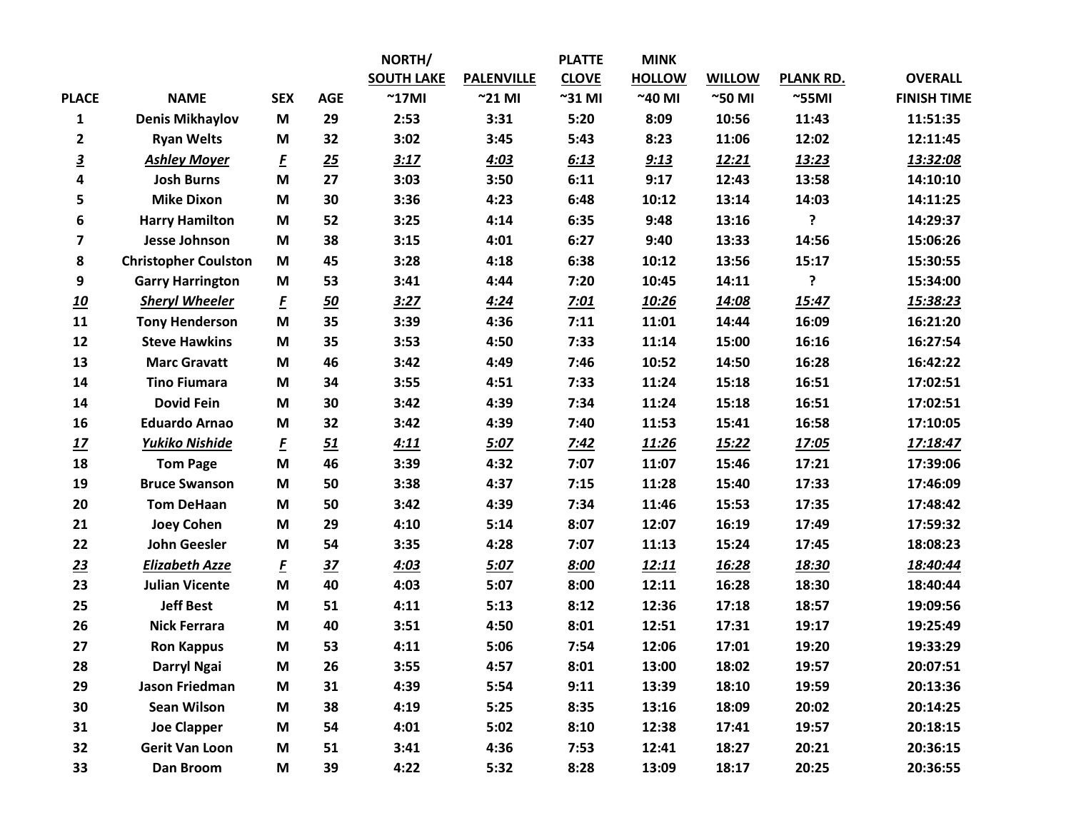| PLACE | NAME | SEX | AGE | NORTH/ SOUTH LAKE ~17MI | PALENVILLE ~21 MI | PLATTE CLOVE ~31 MI | MINK HOLLOW ~40 MI | WILLOW ~50 MI | PLANK RD. ~55MI | OVERALL FINISH TIME |
|---|---|---|---|---|---|---|---|---|---|---|
| 1 | Denis Mikhaylov | M | 29 | 2:53 | 3:31 | 5:20 | 8:09 | 10:56 | 11:43 | 11:51:35 |
| 2 | Ryan Welts | M | 32 | 3:02 | 3:45 | 5:43 | 8:23 | 11:06 | 12:02 | 12:11:45 |
| ***3*** | ***Ashley Moyer*** | ***F*** | ***25*** | ***3:17*** | ***4:03*** | ***6:13*** | ***9:13*** | ***12:21*** | ***13:23*** | ***13:32:08*** |
| 4 | Josh Burns | M | 27 | 3:03 | 3:50 | 6:11 | 9:17 | 12:43 | 13:58 | 14:10:10 |
| 5 | Mike Dixon | M | 30 | 3:36 | 4:23 | 6:48 | 10:12 | 13:14 | 14:03 | 14:11:25 |
| 6 | Harry Hamilton | M | 52 | 3:25 | 4:14 | 6:35 | 9:48 | 13:16 | ? | 14:29:37 |
| 7 | Jesse Johnson | M | 38 | 3:15 | 4:01 | 6:27 | 9:40 | 13:33 | 14:56 | 15:06:26 |
| 8 | Christopher Coulston | M | 45 | 3:28 | 4:18 | 6:38 | 10:12 | 13:56 | 15:17 | 15:30:55 |
| 9 | Garry Harrington | M | 53 | 3:41 | 4:44 | 7:20 | 10:45 | 14:11 | ? | 15:34:00 |
| ***10*** | ***Sheryl Wheeler*** | ***F*** | ***50*** | ***3:27*** | ***4:24*** | ***7:01*** | ***10:26*** | ***14:08*** | ***15:47*** | ***15:38:23*** |
| 11 | Tony Henderson | M | 35 | 3:39 | 4:36 | 7:11 | 11:01 | 14:44 | 16:09 | 16:21:20 |
| 12 | Steve Hawkins | M | 35 | 3:53 | 4:50 | 7:33 | 11:14 | 15:00 | 16:16 | 16:27:54 |
| 13 | Marc Gravatt | M | 46 | 3:42 | 4:49 | 7:46 | 10:52 | 14:50 | 16:28 | 16:42:22 |
| 14 | Tino Fiumara | M | 34 | 3:55 | 4:51 | 7:33 | 11:24 | 15:18 | 16:51 | 17:02:51 |
| 14 | Dovid Fein | M | 30 | 3:42 | 4:39 | 7:34 | 11:24 | 15:18 | 16:51 | 17:02:51 |
| 16 | Eduardo Arnao | M | 32 | 3:42 | 4:39 | 7:40 | 11:53 | 15:41 | 16:58 | 17:10:05 |
| ***17*** | ***Yukiko Nishide*** | ***F*** | ***51*** | ***4:11*** | ***5:07*** | ***7:42*** | ***11:26*** | ***15:22*** | ***17:05*** | ***17:18:47*** |
| 18 | Tom Page | M | 46 | 3:39 | 4:32 | 7:07 | 11:07 | 15:46 | 17:21 | 17:39:06 |
| 19 | Bruce Swanson | M | 50 | 3:38 | 4:37 | 7:15 | 11:28 | 15:40 | 17:33 | 17:46:09 |
| 20 | Tom DeHaan | M | 50 | 3:42 | 4:39 | 7:34 | 11:46 | 15:53 | 17:35 | 17:48:42 |
| 21 | Joey Cohen | M | 29 | 4:10 | 5:14 | 8:07 | 12:07 | 16:19 | 17:49 | 17:59:32 |
| 22 | John Geesler | M | 54 | 3:35 | 4:28 | 7:07 | 11:13 | 15:24 | 17:45 | 18:08:23 |
| ***23*** | ***Elizabeth Azze*** | ***F*** | ***37*** | ***4:03*** | ***5:07*** | ***8:00*** | ***12:11*** | ***16:28*** | ***18:30*** | ***18:40:44*** |
| 23 | Julian Vicente | M | 40 | 4:03 | 5:07 | 8:00 | 12:11 | 16:28 | 18:30 | 18:40:44 |
| 25 | Jeff Best | M | 51 | 4:11 | 5:13 | 8:12 | 12:36 | 17:18 | 18:57 | 19:09:56 |
| 26 | Nick Ferrara | M | 40 | 3:51 | 4:50 | 8:01 | 12:51 | 17:31 | 19:17 | 19:25:49 |
| 27 | Ron Kappus | M | 53 | 4:11 | 5:06 | 7:54 | 12:06 | 17:01 | 19:20 | 19:33:29 |
| 28 | Darryl Ngai | M | 26 | 3:55 | 4:57 | 8:01 | 13:00 | 18:02 | 19:57 | 20:07:51 |
| 29 | Jason Friedman | M | 31 | 4:39 | 5:54 | 9:11 | 13:39 | 18:10 | 19:59 | 20:13:36 |
| 30 | Sean Wilson | M | 38 | 4:19 | 5:25 | 8:35 | 13:16 | 18:09 | 20:02 | 20:14:25 |
| 31 | Joe Clapper | M | 54 | 4:01 | 5:02 | 8:10 | 12:38 | 17:41 | 19:57 | 20:18:15 |
| 32 | Gerit Van Loon | M | 51 | 3:41 | 4:36 | 7:53 | 12:41 | 18:27 | 20:21 | 20:36:15 |
| 33 | Dan Broom | M | 39 | 4:22 | 5:32 | 8:28 | 13:09 | 18:17 | 20:25 | 20:36:55 |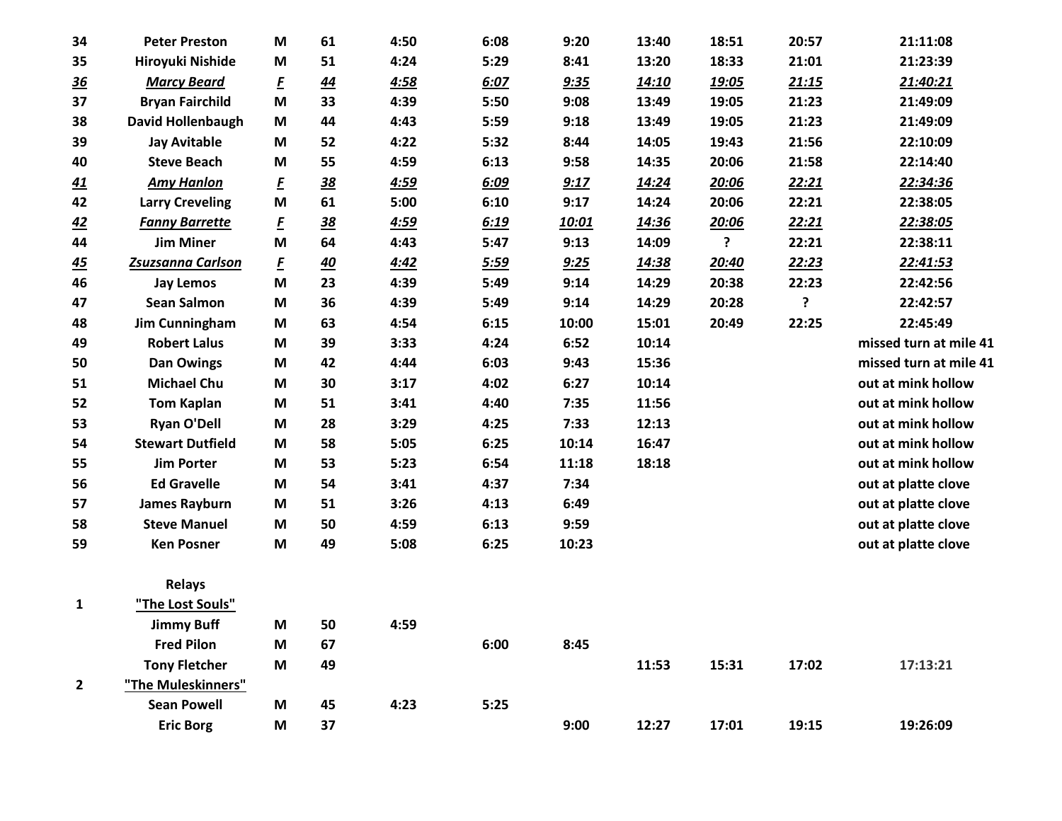| | | | | | | | | | | |
|---|---|---|---|---|---|---|---|---|---|---|
| 34 | Peter Preston | M | 61 | 4:50 | 6:08 | 9:20 | 13:40 | 18:51 | 20:57 | 21:11:08 |
| 35 | Hiroyuki Nishide | M | 51 | 4:24 | 5:29 | 8:41 | 13:20 | 18:33 | 21:01 | 21:23:39 |
| _36_ | _Marcy Beard_ | _F_ | _44_ | _4:58_ | _6:07_ | _9:35_ | _14:10_ | _19:05_ | _21:15_ | _21:40:21_ |
| 37 | Bryan Fairchild | M | 33 | 4:39 | 5:50 | 9:08 | 13:49 | 19:05 | 21:23 | 21:49:09 |
| 38 | David Hollenbaugh | M | 44 | 4:43 | 5:59 | 9:18 | 13:49 | 19:05 | 21:23 | 21:49:09 |
| 39 | Jay Avitable | M | 52 | 4:22 | 5:32 | 8:44 | 14:05 | 19:43 | 21:56 | 22:10:09 |
| 40 | Steve Beach | M | 55 | 4:59 | 6:13 | 9:58 | 14:35 | 20:06 | 21:58 | 22:14:40 |
| _41_ | _Amy Hanlon_ | _F_ | _38_ | _4:59_ | _6:09_ | _9:17_ | _14:24_ | _20:06_ | _22:21_ | _22:34:36_ |
| 42 | Larry Creveling | M | 61 | 5:00 | 6:10 | 9:17 | 14:24 | 20:06 | 22:21 | 22:38:05 |
| _42_ | _Fanny Barrette_ | _F_ | _38_ | _4:59_ | _6:19_ | _10:01_ | _14:36_ | _20:06_ | _22:21_ | _22:38:05_ |
| 44 | Jim Miner | M | 64 | 4:43 | 5:47 | 9:13 | 14:09 | ? | 22:21 | 22:38:11 |
| _45_ | _Zsuzsanna Carlson_ | _F_ | _40_ | _4:42_ | _5:59_ | _9:25_ | _14:38_ | _20:40_ | _22:23_ | _22:41:53_ |
| 46 | Jay Lemos | M | 23 | 4:39 | 5:49 | 9:14 | 14:29 | 20:38 | 22:23 | 22:42:56 |
| 47 | Sean Salmon | M | 36 | 4:39 | 5:49 | 9:14 | 14:29 | 20:28 | ? | 22:42:57 |
| 48 | Jim Cunningham | M | 63 | 4:54 | 6:15 | 10:00 | 15:01 | 20:49 | 22:25 | 22:45:49 |
| 49 | Robert Lalus | M | 39 | 3:33 | 4:24 | 6:52 | 10:14 | | | missed turn at mile 41 |
| 50 | Dan Owings | M | 42 | 4:44 | 6:03 | 9:43 | 15:36 | | | missed turn at mile 41 |
| 51 | Michael Chu | M | 30 | 3:17 | 4:02 | 6:27 | 10:14 | | | out at mink hollow |
| 52 | Tom Kaplan | M | 51 | 3:41 | 4:40 | 7:35 | 11:56 | | | out at mink hollow |
| 53 | Ryan O'Dell | M | 28 | 3:29 | 4:25 | 7:33 | 12:13 | | | out at mink hollow |
| 54 | Stewart Dutfield | M | 58 | 5:05 | 6:25 | 10:14 | 16:47 | | | out at mink hollow |
| 55 | Jim Porter | M | 53 | 5:23 | 6:54 | 11:18 | 18:18 | | | out at mink hollow |
| 56 | Ed Gravelle | M | 54 | 3:41 | 4:37 | 7:34 | | | | out at platte clove |
| 57 | James Rayburn | M | 51 | 3:26 | 4:13 | 6:49 | | | | out at platte clove |
| 58 | Steve Manuel | M | 50 | 4:59 | 6:13 | 9:59 | | | | out at platte clove |
| 59 | Ken Posner | M | 49 | 5:08 | 6:25 | 10:23 | | | | out at platte clove |
| | Relays | | | | | | | | | |
| 1 | "The Lost Souls" | | | | | | | | | |
| | Jimmy Buff | M | 50 | 4:59 | | | | | | |
| | Fred Pilon | M | 67 | | 6:00 | 8:45 | | | | |
| | Tony Fletcher | M | 49 | | | | 11:53 | 15:31 | 17:02 | 17:13:21 |
| 2 | "The Muleskinners" | | | | | | | | | |
| | Sean Powell | M | 45 | 4:23 | 5:25 | | | | | |
| | Eric Borg | M | 37 | | | 9:00 | 12:27 | 17:01 | 19:15 | 19:26:09 |